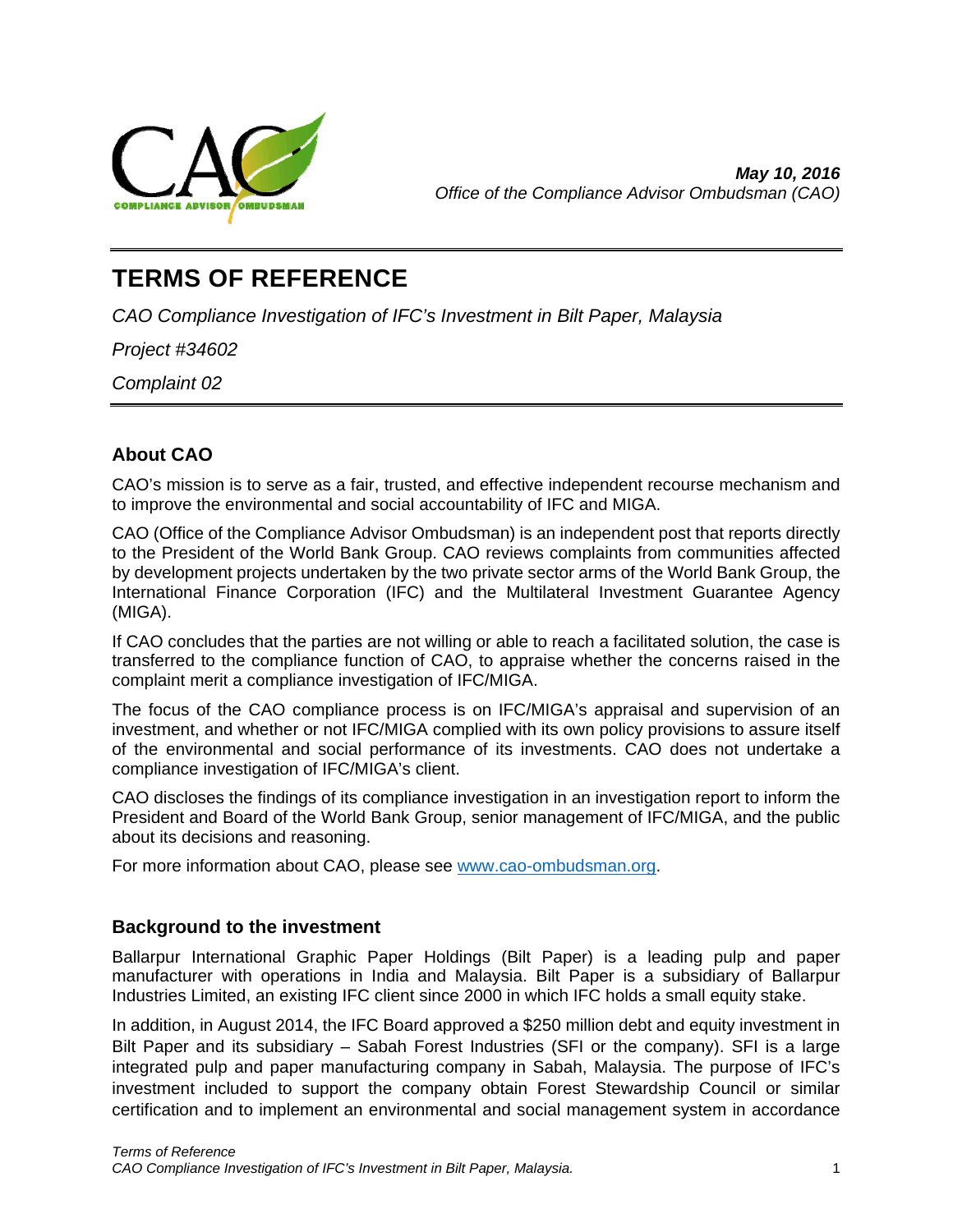*May 10, 2016*
*Office of the Compliance Advisor Ombudsman (CAO)*

# TERMS OF REFERENCE

*CAO Compliance Investigation of IFC's Investment in Bilt Paper, Malaysia*

*Project #34602*

*Complaint 02*

## About CAO

CAO's mission is to serve as a fair, trusted, and effective independent recourse mechanism and to improve the environmental and social accountability of IFC and MIGA.

CAO (Office of the Compliance Advisor Ombudsman) is an independent post that reports directly to the President of the World Bank Group. CAO reviews complaints from communities affected by development projects undertaken by the two private sector arms of the World Bank Group, the International Finance Corporation (IFC) and the Multilateral Investment Guarantee Agency (MIGA).

If CAO concludes that the parties are not willing or able to reach a facilitated solution, the case is transferred to the compliance function of CAO, to appraise whether the concerns raised in the complaint merit a compliance investigation of IFC/MIGA.

The focus of the CAO compliance process is on IFC/MIGA's appraisal and supervision of an investment, and whether or not IFC/MIGA complied with its own policy provisions to assure itself of the environmental and social performance of its investments. CAO does not undertake a compliance investigation of IFC/MIGA's client.

CAO discloses the findings of its compliance investigation in an investigation report to inform the President and Board of the World Bank Group, senior management of IFC/MIGA, and the public about its decisions and reasoning.

For more information about CAO, please see www.cao-ombudsman.org.

## Background to the investment

Ballarpur International Graphic Paper Holdings (Bilt Paper) is a leading pulp and paper manufacturer with operations in India and Malaysia. Bilt Paper is a subsidiary of Ballarpur Industries Limited, an existing IFC client since 2000 in which IFC holds a small equity stake.

In addition, in August 2014, the IFC Board approved a $250 million debt and equity investment in Bilt Paper and its subsidiary – Sabah Forest Industries (SFI or the company). SFI is a large integrated pulp and paper manufacturing company in Sabah, Malaysia. The purpose of IFC's investment included to support the company obtain Forest Stewardship Council or similar certification and to implement an environmental and social management system in accordance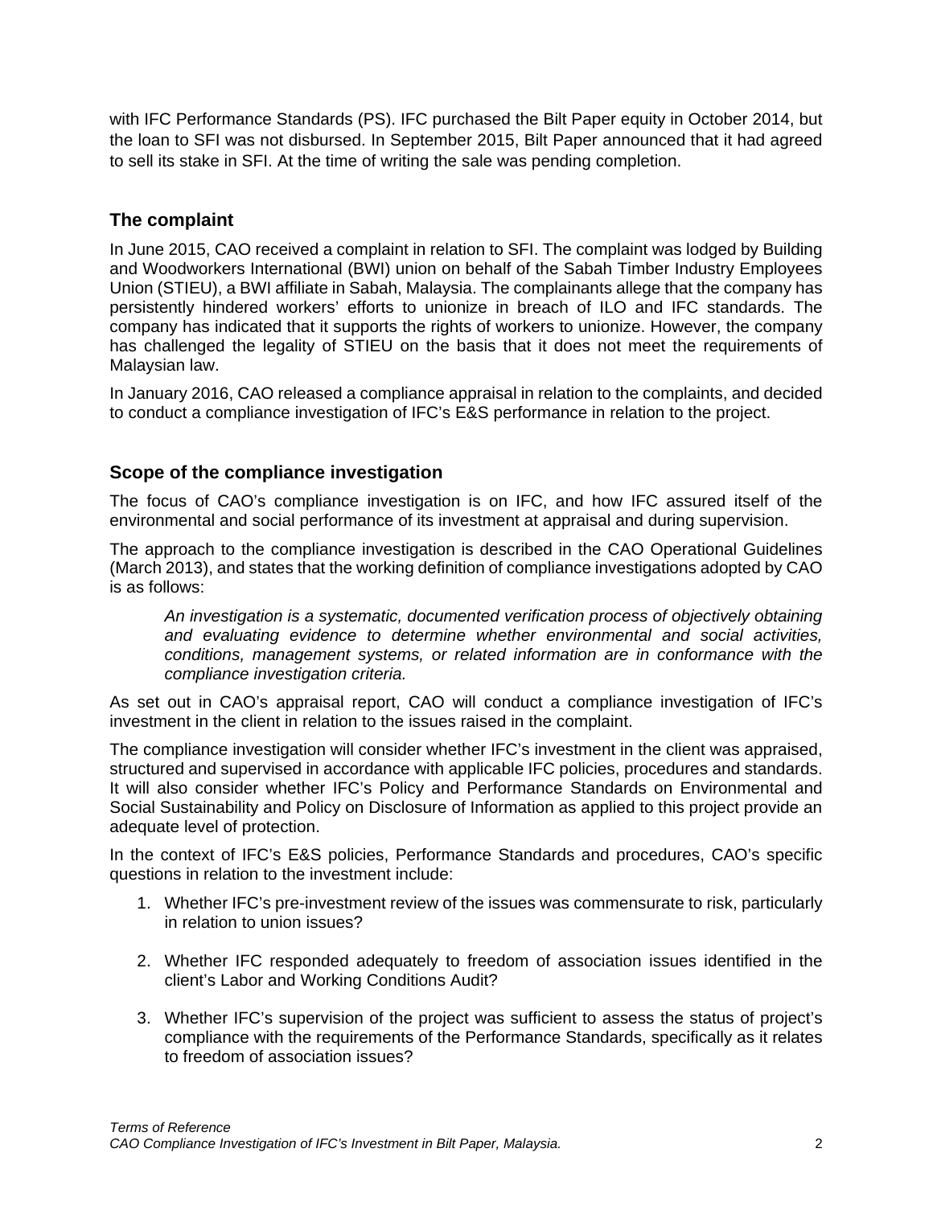with IFC Performance Standards (PS). IFC purchased the Bilt Paper equity in October 2014, but the loan to SFI was not disbursed. In September 2015, Bilt Paper announced that it had agreed to sell its stake in SFI. At the time of writing the sale was pending completion.

## The complaint

In June 2015, CAO received a complaint in relation to SFI. The complaint was lodged by Building and Woodworkers International (BWI) union on behalf of the Sabah Timber Industry Employees Union (STIEU), a BWI affiliate in Sabah, Malaysia. The complainants allege that the company has persistently hindered workers' efforts to unionize in breach of ILO and IFC standards. The company has indicated that it supports the rights of workers to unionize. However, the company has challenged the legality of STIEU on the basis that it does not meet the requirements of Malaysian law.

In January 2016, CAO released a compliance appraisal in relation to the complaints, and decided to conduct a compliance investigation of IFC's E&S performance in relation to the project.

## Scope of the compliance investigation

The focus of CAO's compliance investigation is on IFC, and how IFC assured itself of the environmental and social performance of its investment at appraisal and during supervision.

The approach to the compliance investigation is described in the CAO Operational Guidelines (March 2013), and states that the working definition of compliance investigations adopted by CAO is as follows:

> *An investigation is a systematic, documented verification process of objectively obtaining and evaluating evidence to determine whether environmental and social activities, conditions, management systems, or related information are in conformance with the compliance investigation criteria.*

As set out in CAO's appraisal report, CAO will conduct a compliance investigation of IFC's investment in the client in relation to the issues raised in the complaint.

The compliance investigation will consider whether IFC's investment in the client was appraised, structured and supervised in accordance with applicable IFC policies, procedures and standards. It will also consider whether IFC's Policy and Performance Standards on Environmental and Social Sustainability and Policy on Disclosure of Information as applied to this project provide an adequate level of protection.

In the context of IFC's E&S policies, Performance Standards and procedures, CAO's specific questions in relation to the investment include:

1. Whether IFC's pre-investment review of the issues was commensurate to risk, particularly in relation to union issues?

2. Whether IFC responded adequately to freedom of association issues identified in the client's Labor and Working Conditions Audit?

3. Whether IFC's supervision of the project was sufficient to assess the status of project's compliance with the requirements of the Performance Standards, specifically as it relates to freedom of association issues?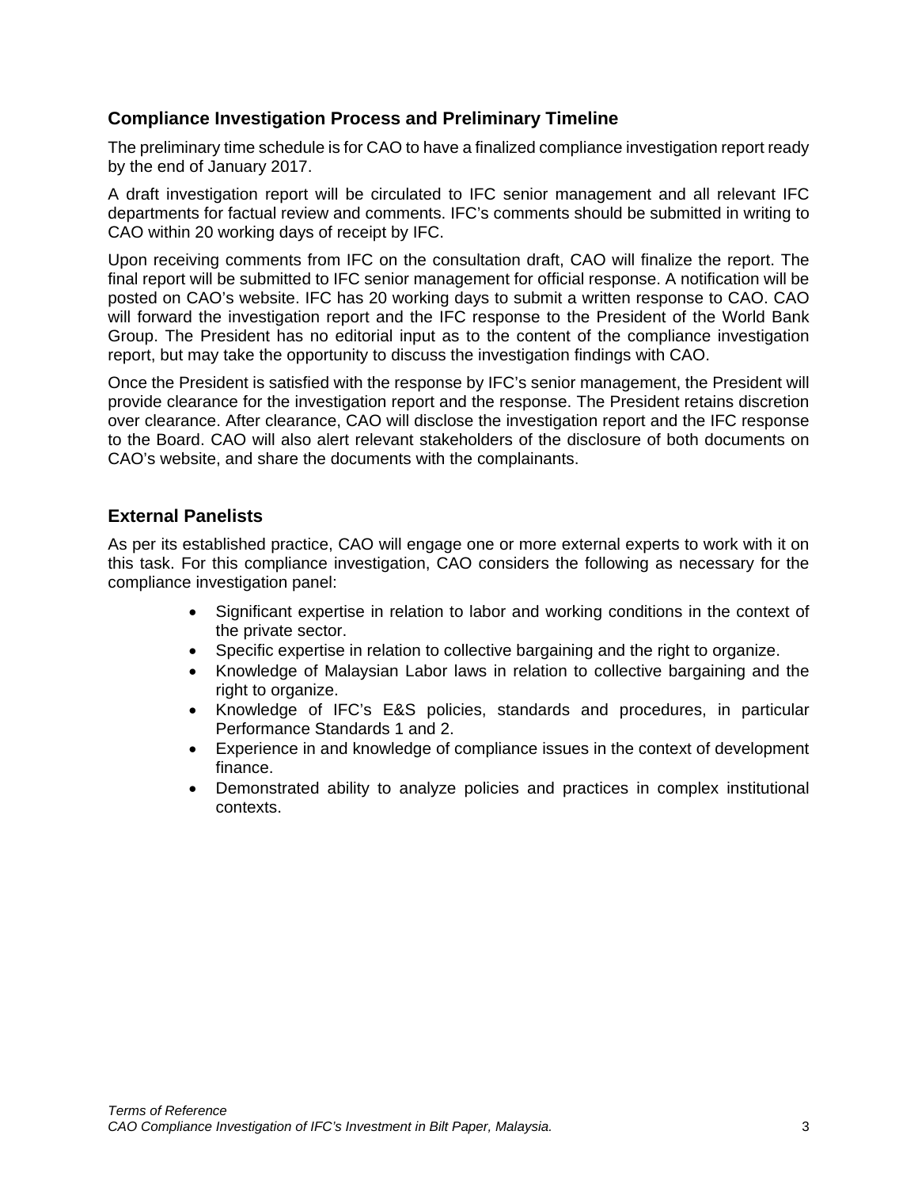## Compliance Investigation Process and Preliminary Timeline

The preliminary time schedule is for CAO to have a finalized compliance investigation report ready by the end of January 2017.

A draft investigation report will be circulated to IFC senior management and all relevant IFC departments for factual review and comments. IFC's comments should be submitted in writing to CAO within 20 working days of receipt by IFC.

Upon receiving comments from IFC on the consultation draft, CAO will finalize the report. The final report will be submitted to IFC senior management for official response. A notification will be posted on CAO's website. IFC has 20 working days to submit a written response to CAO. CAO will forward the investigation report and the IFC response to the President of the World Bank Group. The President has no editorial input as to the content of the compliance investigation report, but may take the opportunity to discuss the investigation findings with CAO.

Once the President is satisfied with the response by IFC's senior management, the President will provide clearance for the investigation report and the response. The President retains discretion over clearance. After clearance, CAO will disclose the investigation report and the IFC response to the Board. CAO will also alert relevant stakeholders of the disclosure of both documents on CAO's website, and share the documents with the complainants.

## External Panelists

As per its established practice, CAO will engage one or more external experts to work with it on this task. For this compliance investigation, CAO considers the following as necessary for the compliance investigation panel:

- Significant expertise in relation to labor and working conditions in the context of the private sector.
- Specific expertise in relation to collective bargaining and the right to organize.
- Knowledge of Malaysian Labor laws in relation to collective bargaining and the right to organize.
- Knowledge of IFC's E&S policies, standards and procedures, in particular Performance Standards 1 and 2.
- Experience in and knowledge of compliance issues in the context of development finance.
- Demonstrated ability to analyze policies and practices in complex institutional contexts.